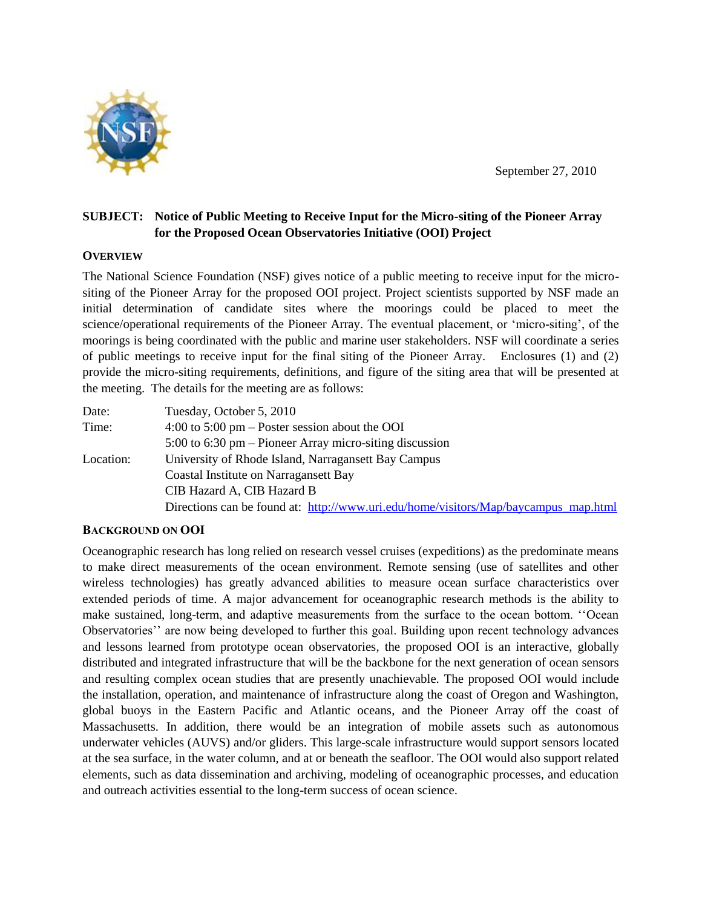September 27, 2010

**SUBJECT: Notice of Public Meeting to Receive Input for the Micro-siting of the Pioneer Array for the Proposed Ocean Observatories Initiative (OOI) Project**

## OVERVIEW

The National Science Foundation (NSF) gives notice of a public meeting to receive input for the micro-siting of the Pioneer Array for the proposed OOI project. Project scientists supported by NSF made an initial determination of candidate sites where the moorings could be placed to meet the science/operational requirements of the Pioneer Array. The eventual placement, or 'micro-siting', of the moorings is being coordinated with the public and marine user stakeholders. NSF will coordinate a series of public meetings to receive input for the final siting of the Pioneer Array. Enclosures (1) and (2) provide the micro-siting requirements, definitions, and figure of the siting area that will be presented at the meeting. The details for the meeting are as follows:

| | |
|---|---|
| Date: | Tuesday, October 5, 2010 |
| Time: | 4:00 to 5:00 pm – Poster session about the OOI |
| | 5:00 to 6:30 pm – Pioneer Array micro-siting discussion |
| Location: | University of Rhode Island, Narragansett Bay Campus |
| | Coastal Institute on Narragansett Bay |
| | CIB Hazard A, CIB Hazard B |
| | Directions can be found at: http://www.uri.edu/home/visitors/Map/baycampus_map.html |

## BACKGROUND ON OOI

Oceanographic research has long relied on research vessel cruises (expeditions) as the predominate means to make direct measurements of the ocean environment. Remote sensing (use of satellites and other wireless technologies) has greatly advanced abilities to measure ocean surface characteristics over extended periods of time. A major advancement for oceanographic research methods is the ability to make sustained, long-term, and adaptive measurements from the surface to the ocean bottom. ''Ocean Observatories'' are now being developed to further this goal. Building upon recent technology advances and lessons learned from prototype ocean observatories, the proposed OOI is an interactive, globally distributed and integrated infrastructure that will be the backbone for the next generation of ocean sensors and resulting complex ocean studies that are presently unachievable. The proposed OOI would include the installation, operation, and maintenance of infrastructure along the coast of Oregon and Washington, global buoys in the Eastern Pacific and Atlantic oceans, and the Pioneer Array off the coast of Massachusetts. In addition, there would be an integration of mobile assets such as autonomous underwater vehicles (AUVS) and/or gliders. This large-scale infrastructure would support sensors located at the sea surface, in the water column, and at or beneath the seafloor. The OOI would also support related elements, such as data dissemination and archiving, modeling of oceanographic processes, and education and outreach activities essential to the long-term success of ocean science.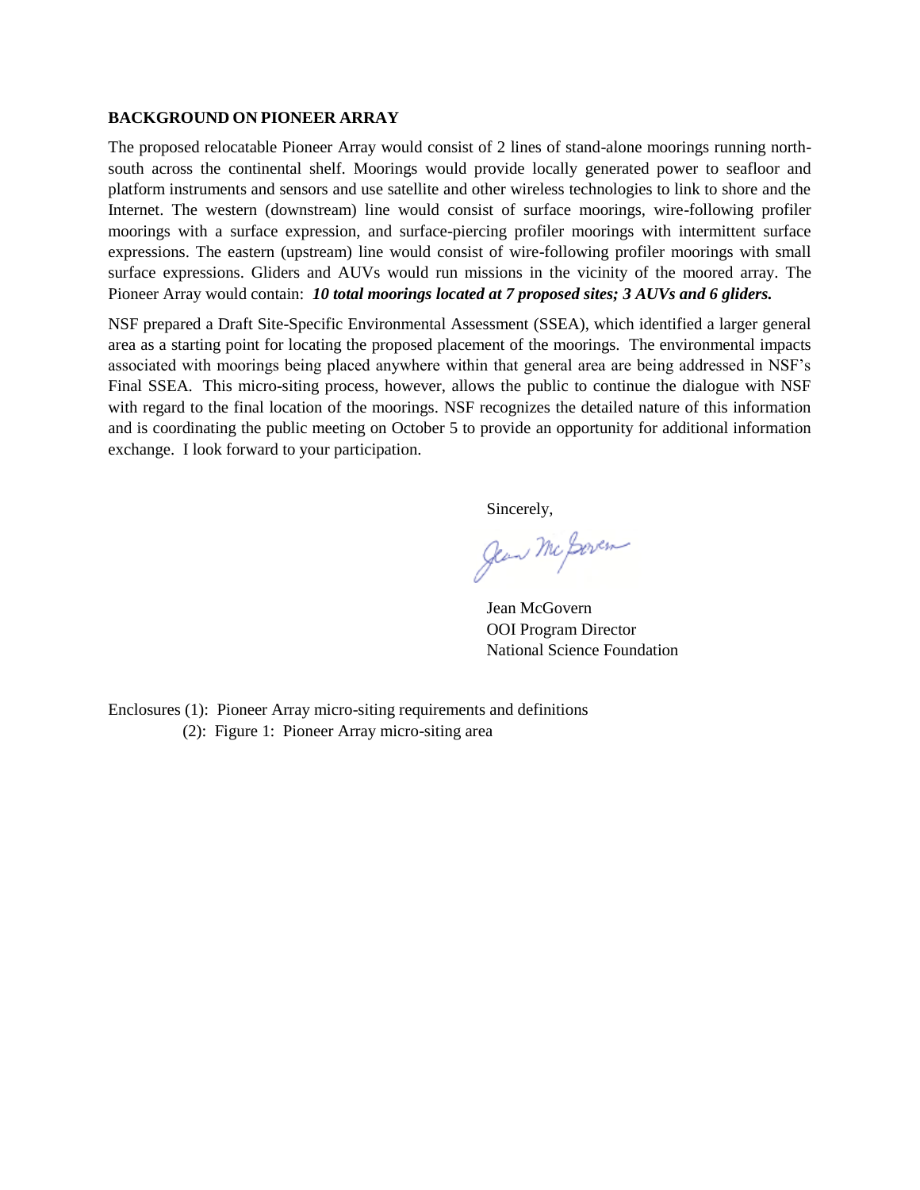**BACKGROUND ON PIONEER ARRAY**

The proposed relocatable Pioneer Array would consist of 2 lines of stand-alone moorings running north-south across the continental shelf. Moorings would provide locally generated power to seafloor and platform instruments and sensors and use satellite and other wireless technologies to link to shore and the Internet. The western (downstream) line would consist of surface moorings, wire-following profiler moorings with a surface expression, and surface-piercing profiler moorings with intermittent surface expressions. The eastern (upstream) line would consist of wire-following profiler moorings with small surface expressions. Gliders and AUVs would run missions in the vicinity of the moored array. The Pioneer Array would contain: ***10 total moorings located at 7 proposed sites; 3 AUVs and 6 gliders.***

NSF prepared a Draft Site-Specific Environmental Assessment (SSEA), which identified a larger general area as a starting point for locating the proposed placement of the moorings. The environmental impacts associated with moorings being placed anywhere within that general area are being addressed in NSF's Final SSEA. This micro-siting process, however, allows the public to continue the dialogue with NSF with regard to the final location of the moorings. NSF recognizes the detailed nature of this information and is coordinating the public meeting on October 5 to provide an opportunity for additional information exchange. I look forward to your participation.

Sincerely,

Jean McGovern
OOI Program Director
National Science Foundation

Enclosures (1): Pioneer Array micro-siting requirements and definitions
(2): Figure 1: Pioneer Array micro-siting area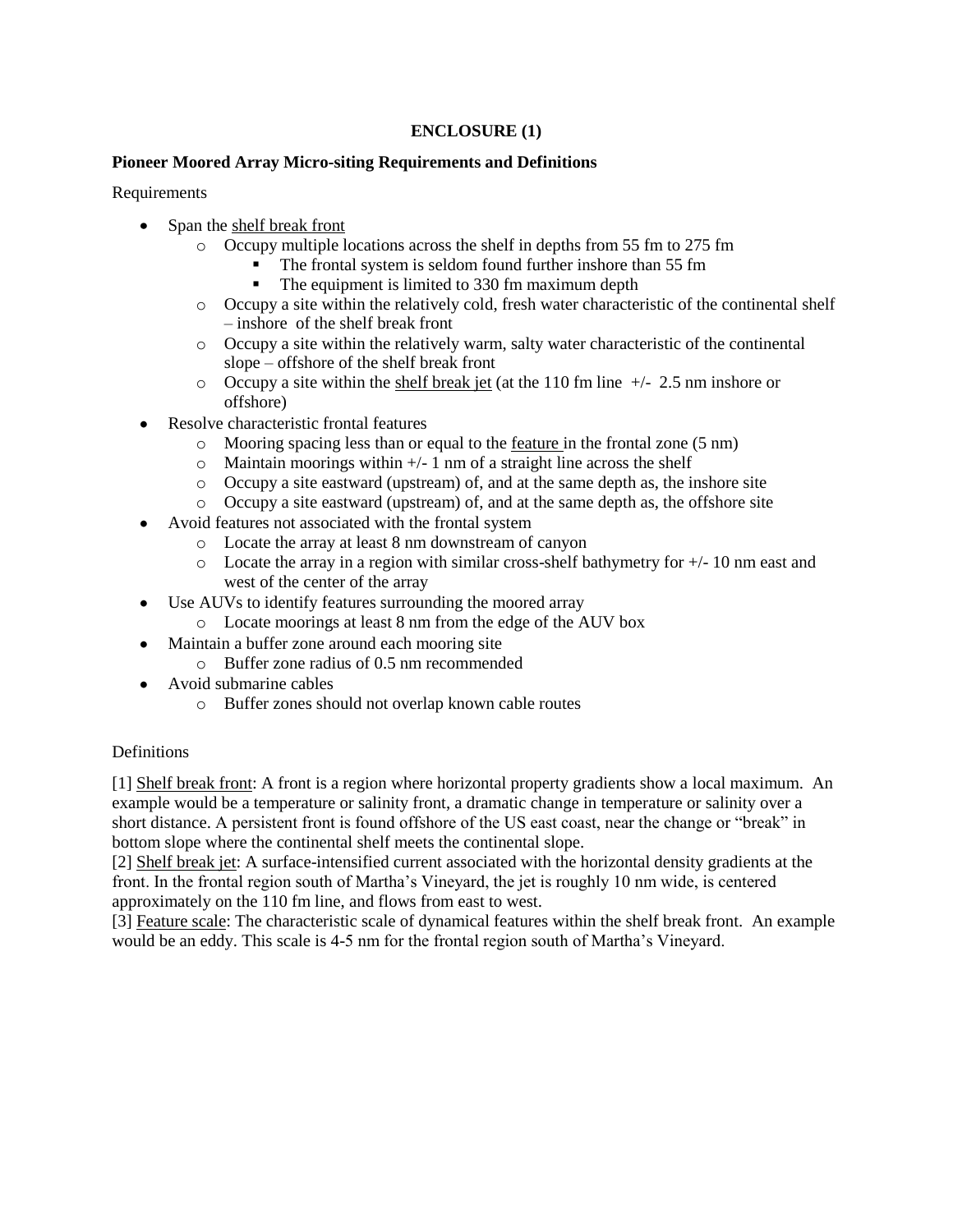**ENCLOSURE (1)**

**Pioneer Moored Array Micro-siting Requirements and Definitions**

Requirements

- Span the <u>shelf break front</u>
  - Occupy multiple locations across the shelf in depths from 55 fm to 275 fm
    - The frontal system is seldom found further inshore than 55 fm
    - The equipment is limited to 330 fm maximum depth
  - Occupy a site within the relatively cold, fresh water characteristic of the continental shelf – inshore of the shelf break front
  - Occupy a site within the relatively warm, salty water characteristic of the continental slope – offshore of the shelf break front
  - Occupy a site within the <u>shelf break jet</u> (at the 110 fm line +/- 2.5 nm inshore or offshore)
- Resolve characteristic frontal features
  - Mooring spacing less than or equal to the <u>feature</u> in the frontal zone (5 nm)
  - Maintain moorings within +/- 1 nm of a straight line across the shelf
  - Occupy a site eastward (upstream) of, and at the same depth as, the inshore site
  - Occupy a site eastward (upstream) of, and at the same depth as, the offshore site
- Avoid features not associated with the frontal system
  - Locate the array at least 8 nm downstream of canyon
  - Locate the array in a region with similar cross-shelf bathymetry for +/- 10 nm east and west of the center of the array
- Use AUVs to identify features surrounding the moored array
  - Locate moorings at least 8 nm from the edge of the AUV box
- Maintain a buffer zone around each mooring site
  - Buffer zone radius of 0.5 nm recommended
- Avoid submarine cables
  - Buffer zones should not overlap known cable routes

Definitions

[1] <u>Shelf break front</u>: A front is a region where horizontal property gradients show a local maximum. An example would be a temperature or salinity front, a dramatic change in temperature or salinity over a short distance. A persistent front is found offshore of the US east coast, near the change or "break" in bottom slope where the continental shelf meets the continental slope.

[2] <u>Shelf break jet</u>: A surface-intensified current associated with the horizontal density gradients at the front. In the frontal region south of Martha's Vineyard, the jet is roughly 10 nm wide, is centered approximately on the 110 fm line, and flows from east to west.

[3] <u>Feature scale</u>: The characteristic scale of dynamical features within the shelf break front. An example would be an eddy. This scale is 4-5 nm for the frontal region south of Martha's Vineyard.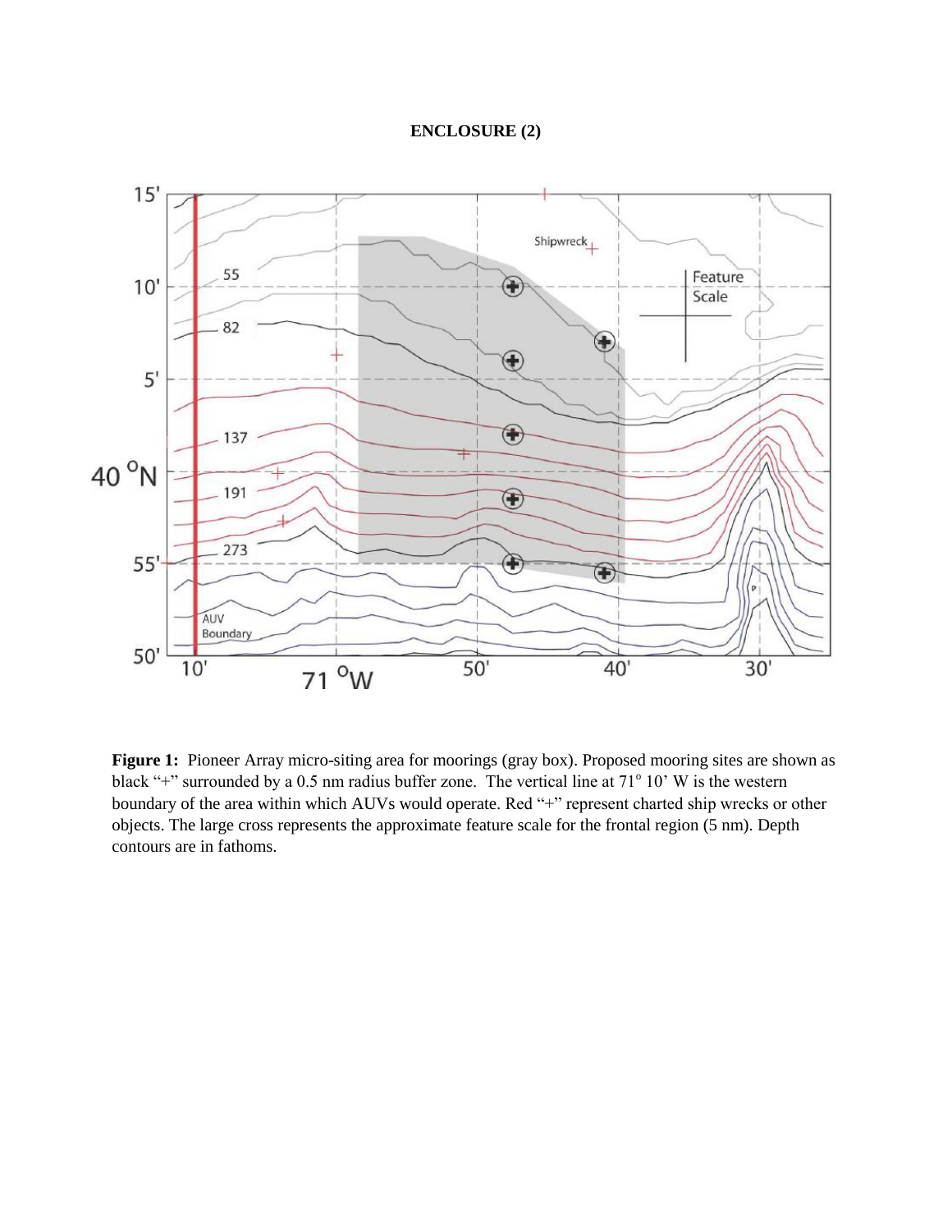**ENCLOSURE (2)**

15'

10'

5'

40 °N

55'

50'

10'

71 °W

50'

40'

30'

55

82

137

191

273

Shipwreck

Feature Scale

AUV Boundary

**Figure 1:** Pioneer Array micro-siting area for moorings (gray box). Proposed mooring sites are shown as black "+" surrounded by a 0.5 nm radius buffer zone. The vertical line at 71° 10' W is the western boundary of the area within which AUVs would operate. Red "+" represent charted ship wrecks or other objects. The large cross represents the approximate feature scale for the frontal region (5 nm). Depth contours are in fathoms.